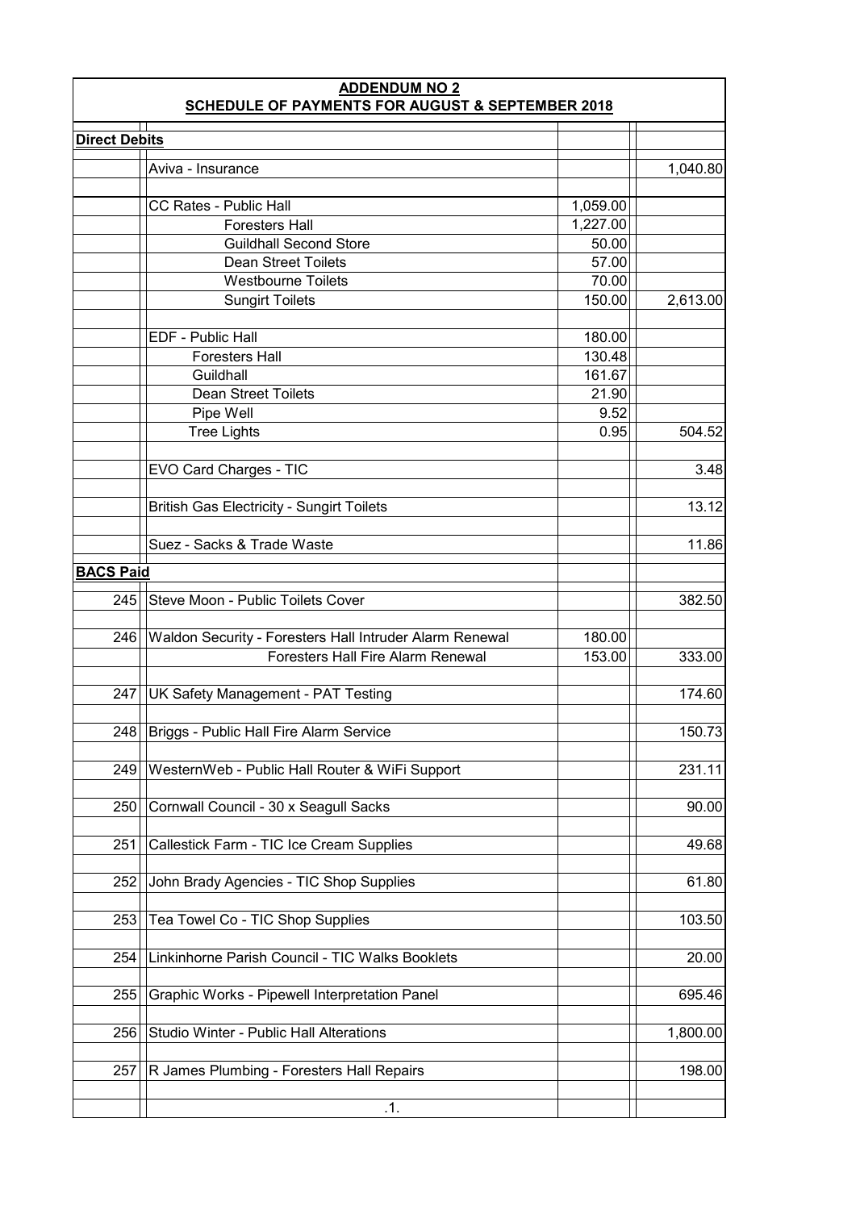## ADDENDUM NO 2

## SCHEDULE OF PAYMENTS FOR AUGUST & SEPTEMBER 2018

| | | | |
|---|---|---|---|
| **Direct Debits** | | | |
| | Aviva - Insurance | | 1,040.80 |
| | CC Rates - Public Hall | 1,059.00 | |
| | Foresters Hall | 1,227.00 | |
| | Guildhall Second Store | 50.00 | |
| | Dean Street Toilets | 57.00 | |
| | Westbourne Toilets | 70.00 | |
| | Sungirt Toilets | 150.00 | 2,613.00 |
| | EDF - Public Hall | 180.00 | |
| | Foresters Hall | 130.48 | |
| | Guildhall | 161.67 | |
| | Dean Street Toilets | 21.90 | |
| | Pipe Well | 9.52 | |
| | Tree Lights | 0.95 | 504.52 |
| | EVO Card Charges - TIC | | 3.48 |
| | British Gas Electricity - Sungirt Toilets | | 13.12 |
| | Suez - Sacks & Trade Waste | | 11.86 |
| **BACS Paid** | | | |
| 245 | Steve Moon - Public Toilets Cover | | 382.50 |
| 246 | Waldon Security - Foresters Hall Intruder Alarm Renewal | 180.00 | |
| | Foresters Hall Fire Alarm Renewal | 153.00 | 333.00 |
| 247 | UK Safety Management - PAT Testing | | 174.60 |
| 248 | Briggs - Public Hall Fire Alarm Service | | 150.73 |
| 249 | WesternWeb - Public Hall Router & WiFi Support | | 231.11 |
| 250 | Cornwall Council - 30 x Seagull Sacks | | 90.00 |
| 251 | Callestick Farm - TIC Ice Cream Supplies | | 49.68 |
| 252 | John Brady Agencies - TIC Shop Supplies | | 61.80 |
| 253 | Tea Towel Co - TIC Shop Supplies | | 103.50 |
| 254 | Linkinhorne Parish Council - TIC Walks Booklets | | 20.00 |
| 255 | Graphic Works - Pipewell Interpretation Panel | | 695.46 |
| 256 | Studio Winter - Public Hall Alterations | | 1,800.00 |
| 257 | R James Plumbing - Foresters Hall Repairs | | 198.00 |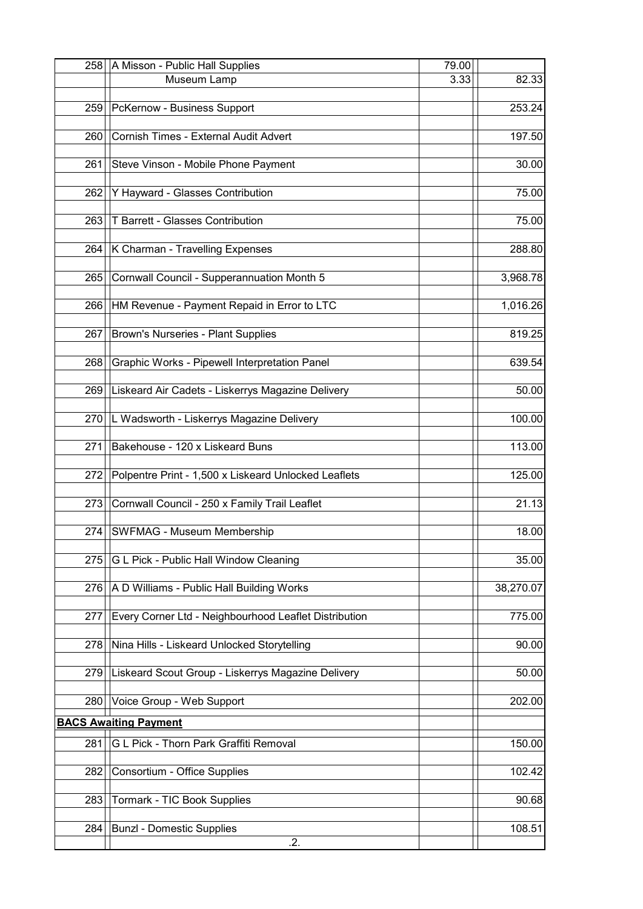| | | | |
|---|---|---|---|
| 258 | A Misson - Public Hall Supplies | 79.00 | |
| | Museum Lamp | 3.33 | 82.33 |
| 259 | PcKernow - Business Support | | 253.24 |
| 260 | Cornish Times - External Audit Advert | | 197.50 |
| 261 | Steve Vinson - Mobile Phone Payment | | 30.00 |
| 262 | Y Hayward - Glasses Contribution | | 75.00 |
| 263 | T Barrett - Glasses Contribution | | 75.00 |
| 264 | K Charman - Travelling Expenses | | 288.80 |
| 265 | Cornwall Council - Supperannuation Month 5 | | 3,968.78 |
| 266 | HM Revenue - Payment Repaid in Error to LTC | | 1,016.26 |
| 267 | Brown's Nurseries - Plant Supplies | | 819.25 |
| 268 | Graphic Works - Pipewell Interpretation Panel | | 639.54 |
| 269 | Liskeard Air Cadets - Liskerrys Magazine Delivery | | 50.00 |
| 270 | L Wadsworth - Liskerrys Magazine Delivery | | 100.00 |
| 271 | Bakehouse - 120 x Liskeard Buns | | 113.00 |
| 272 | Polpentre Print - 1,500 x Liskeard Unlocked Leaflets | | 125.00 |
| 273 | Cornwall Council - 250 x Family Trail Leaflet | | 21.13 |
| 274 | SWFMAG - Museum Membership | | 18.00 |
| 275 | G L Pick - Public Hall Window Cleaning | | 35.00 |
| 276 | A D Williams - Public Hall Building Works | | 38,270.07 |
| 277 | Every Corner Ltd - Neighbourhood Leaflet Distribution | | 775.00 |
| 278 | Nina Hills - Liskeard Unlocked Storytelling | | 90.00 |
| 279 | Liskeard Scout Group - Liskerrys Magazine Delivery | | 50.00 |
| 280 | Voice Group - Web Support | | 202.00 |
| **BACS Awaiting Payment** | | | |
| 281 | G L Pick - Thorn Park Graffiti Removal | | 150.00 |
| 282 | Consortium - Office Supplies | | 102.42 |
| 283 | Tormark - TIC Book Supplies | | 90.68 |
| 284 | Bunzl - Domestic Supplies | | 108.51 |
| | .2. | | |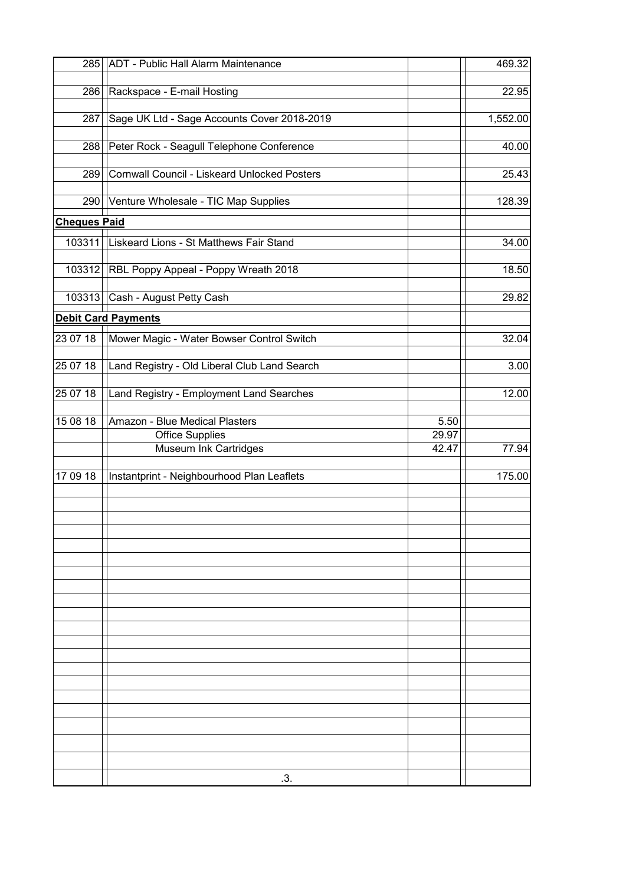| | | | |
|---|---|---|---|
| 285 | ADT - Public Hall Alarm Maintenance | | 469.32 |
| 286 | Rackspace - E-mail Hosting | | 22.95 |
| 287 | Sage UK Ltd - Sage Accounts Cover 2018-2019 | | 1,552.00 |
| 288 | Peter Rock - Seagull Telephone Conference | | 40.00 |
| 289 | Cornwall Council - Liskeard Unlocked Posters | | 25.43 |
| 290 | Venture Wholesale - TIC Map Supplies | | 128.39 |
| **Cheques Paid** | | | |
| 103311 | Liskeard Lions - St Matthews Fair Stand | | 34.00 |
| 103312 | RBL Poppy Appeal - Poppy Wreath 2018 | | 18.50 |
| 103313 | Cash - August Petty Cash | | 29.82 |
| **Debit Card Payments** | | | |
| 23 07 18 | Mower Magic - Water Bowser Control Switch | | 32.04 |
| 25 07 18 | Land Registry - Old Liberal Club Land Search | | 3.00 |
| 25 07 18 | Land Registry - Employment Land Searches | | 12.00 |
| 15 08 18 | Amazon - Blue Medical Plasters | 5.50 | |
| | Office Supplies | 29.97 | |
| | Museum Ink Cartridges | 42.47 | 77.94 |
| 17 09 18 | Instantprint - Neighbourhood Plan Leaflets | | 175.00 |